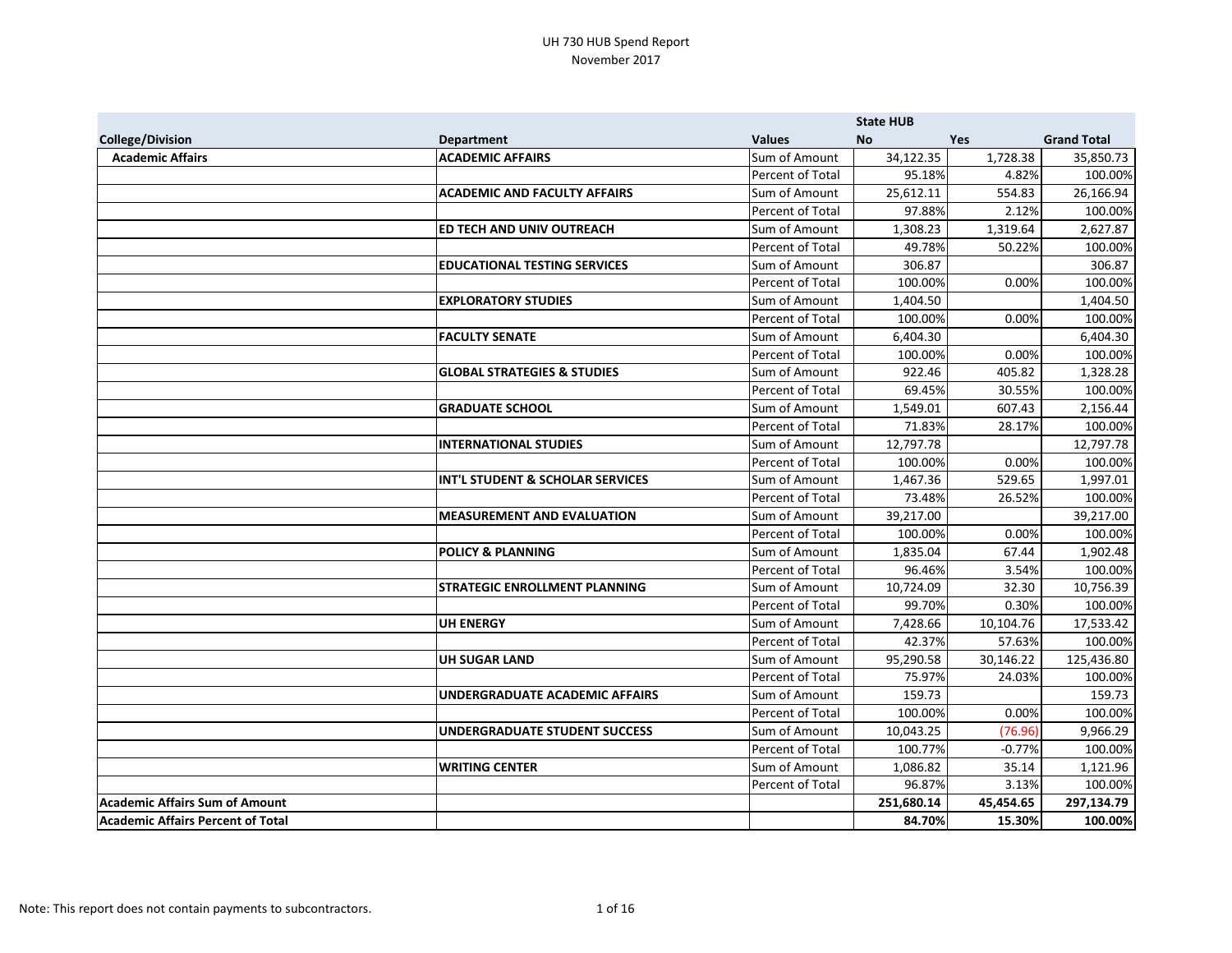# UH 730 HUB Spend Report
November 2017

| | | | State HUB | | |
|---|---|---|---|---|---|
| **College/Division** | **Department** | **Values** | **No** | **Yes** | **Grand Total** |
| **Academic Affairs** | **ACADEMIC AFFAIRS** | Sum of Amount | 34,122.35 | 1,728.38 | 35,850.73 |
| | | Percent of Total | 95.18% | 4.82% | 100.00% |
| | **ACADEMIC AND FACULTY AFFAIRS** | Sum of Amount | 25,612.11 | 554.83 | 26,166.94 |
| | | Percent of Total | 97.88% | 2.12% | 100.00% |
| | **ED TECH AND UNIV OUTREACH** | Sum of Amount | 1,308.23 | 1,319.64 | 2,627.87 |
| | | Percent of Total | 49.78% | 50.22% | 100.00% |
| | **EDUCATIONAL TESTING SERVICES** | Sum of Amount | 306.87 | | 306.87 |
| | | Percent of Total | 100.00% | 0.00% | 100.00% |
| | **EXPLORATORY STUDIES** | Sum of Amount | 1,404.50 | | 1,404.50 |
| | | Percent of Total | 100.00% | 0.00% | 100.00% |
| | **FACULTY SENATE** | Sum of Amount | 6,404.30 | | 6,404.30 |
| | | Percent of Total | 100.00% | 0.00% | 100.00% |
| | **GLOBAL STRATEGIES & STUDIES** | Sum of Amount | 922.46 | 405.82 | 1,328.28 |
| | | Percent of Total | 69.45% | 30.55% | 100.00% |
| | **GRADUATE SCHOOL** | Sum of Amount | 1,549.01 | 607.43 | 2,156.44 |
| | | Percent of Total | 71.83% | 28.17% | 100.00% |
| | **INTERNATIONAL STUDIES** | Sum of Amount | 12,797.78 | | 12,797.78 |
| | | Percent of Total | 100.00% | 0.00% | 100.00% |
| | **INT'L STUDENT & SCHOLAR SERVICES** | Sum of Amount | 1,467.36 | 529.65 | 1,997.01 |
| | | Percent of Total | 73.48% | 26.52% | 100.00% |
| | **MEASUREMENT AND EVALUATION** | Sum of Amount | 39,217.00 | | 39,217.00 |
| | | Percent of Total | 100.00% | 0.00% | 100.00% |
| | **POLICY & PLANNING** | Sum of Amount | 1,835.04 | 67.44 | 1,902.48 |
| | | Percent of Total | 96.46% | 3.54% | 100.00% |
| | **STRATEGIC ENROLLMENT PLANNING** | Sum of Amount | 10,724.09 | 32.30 | 10,756.39 |
| | | Percent of Total | 99.70% | 0.30% | 100.00% |
| | **UH ENERGY** | Sum of Amount | 7,428.66 | 10,104.76 | 17,533.42 |
| | | Percent of Total | 42.37% | 57.63% | 100.00% |
| | **UH SUGAR LAND** | Sum of Amount | 95,290.58 | 30,146.22 | 125,436.80 |
| | | Percent of Total | 75.97% | 24.03% | 100.00% |
| | **UNDERGRADUATE ACADEMIC AFFAIRS** | Sum of Amount | 159.73 | | 159.73 |
| | | Percent of Total | 100.00% | 0.00% | 100.00% |
| | **UNDERGRADUATE STUDENT SUCCESS** | Sum of Amount | 10,043.25 | (76.96) | 9,966.29 |
| | | Percent of Total | 100.77% | -0.77% | 100.00% |
| | **WRITING CENTER** | Sum of Amount | 1,086.82 | 35.14 | 1,121.96 |
| | | Percent of Total | 96.87% | 3.13% | 100.00% |
| **Academic Affairs Sum of Amount** | | | **251,680.14** | **45,454.65** | **297,134.79** |
| **Academic Affairs Percent of Total** | | | **84.70%** | **15.30%** | **100.00%** |

Note: This report does not contain payments to subcontractors.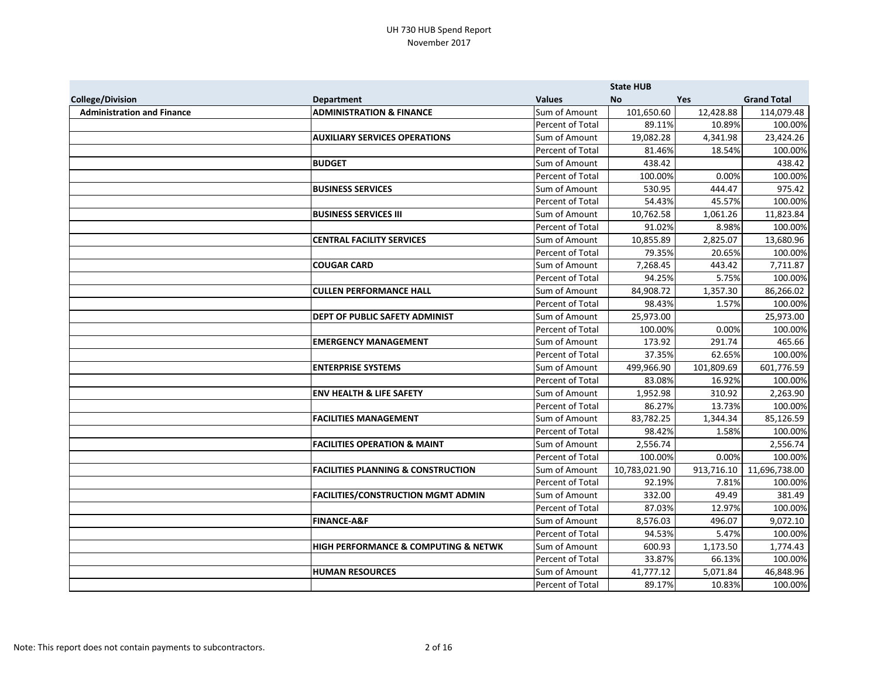# UH 730 HUB Spend Report
November 2017

| | | | State HUB | | |
|---|---|---|---|---|---|
| **College/Division** | **Department** | **Values** | **No** | **Yes** | **Grand Total** |
| **Administration and Finance** | **ADMINISTRATION & FINANCE** | Sum of Amount | 101,650.60 | 12,428.88 | 114,079.48 |
| | | Percent of Total | 89.11% | 10.89% | 100.00% |
| | **AUXILIARY SERVICES OPERATIONS** | Sum of Amount | 19,082.28 | 4,341.98 | 23,424.26 |
| | | Percent of Total | 81.46% | 18.54% | 100.00% |
| | **BUDGET** | Sum of Amount | 438.42 | | 438.42 |
| | | Percent of Total | 100.00% | 0.00% | 100.00% |
| | **BUSINESS SERVICES** | Sum of Amount | 530.95 | 444.47 | 975.42 |
| | | Percent of Total | 54.43% | 45.57% | 100.00% |
| | **BUSINESS SERVICES III** | Sum of Amount | 10,762.58 | 1,061.26 | 11,823.84 |
| | | Percent of Total | 91.02% | 8.98% | 100.00% |
| | **CENTRAL FACILITY SERVICES** | Sum of Amount | 10,855.89 | 2,825.07 | 13,680.96 |
| | | Percent of Total | 79.35% | 20.65% | 100.00% |
| | **COUGAR CARD** | Sum of Amount | 7,268.45 | 443.42 | 7,711.87 |
| | | Percent of Total | 94.25% | 5.75% | 100.00% |
| | **CULLEN PERFORMANCE HALL** | Sum of Amount | 84,908.72 | 1,357.30 | 86,266.02 |
| | | Percent of Total | 98.43% | 1.57% | 100.00% |
| | **DEPT OF PUBLIC SAFETY ADMINIST** | Sum of Amount | 25,973.00 | | 25,973.00 |
| | | Percent of Total | 100.00% | 0.00% | 100.00% |
| | **EMERGENCY MANAGEMENT** | Sum of Amount | 173.92 | 291.74 | 465.66 |
| | | Percent of Total | 37.35% | 62.65% | 100.00% |
| | **ENTERPRISE SYSTEMS** | Sum of Amount | 499,966.90 | 101,809.69 | 601,776.59 |
| | | Percent of Total | 83.08% | 16.92% | 100.00% |
| | **ENV HEALTH & LIFE SAFETY** | Sum of Amount | 1,952.98 | 310.92 | 2,263.90 |
| | | Percent of Total | 86.27% | 13.73% | 100.00% |
| | **FACILITIES MANAGEMENT** | Sum of Amount | 83,782.25 | 1,344.34 | 85,126.59 |
| | | Percent of Total | 98.42% | 1.58% | 100.00% |
| | **FACILITIES OPERATION & MAINT** | Sum of Amount | 2,556.74 | | 2,556.74 |
| | | Percent of Total | 100.00% | 0.00% | 100.00% |
| | **FACILITIES PLANNING & CONSTRUCTION** | Sum of Amount | 10,783,021.90 | 913,716.10 | 11,696,738.00 |
| | | Percent of Total | 92.19% | 7.81% | 100.00% |
| | **FACILITIES/CONSTRUCTION MGMT ADMIN** | Sum of Amount | 332.00 | 49.49 | 381.49 |
| | | Percent of Total | 87.03% | 12.97% | 100.00% |
| | **FINANCE-A&F** | Sum of Amount | 8,576.03 | 496.07 | 9,072.10 |
| | | Percent of Total | 94.53% | 5.47% | 100.00% |
| | **HIGH PERFORMANCE & COMPUTING & NETWK** | Sum of Amount | 600.93 | 1,173.50 | 1,774.43 |
| | | Percent of Total | 33.87% | 66.13% | 100.00% |
| | **HUMAN RESOURCES** | Sum of Amount | 41,777.12 | 5,071.84 | 46,848.96 |
| | | Percent of Total | 89.17% | 10.83% | 100.00% |

Note: This report does not contain payments to subcontractors.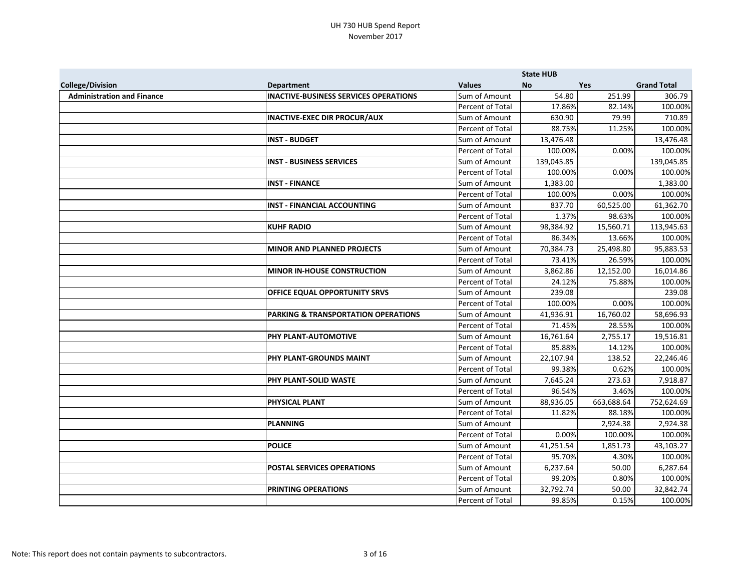# UH 730 HUB Spend Report
November 2017

| | | | State HUB | | |
|---|---|---|---|---|---|
| **College/Division** | **Department** | **Values** | **No** | **Yes** | **Grand Total** |
| **Administration and Finance** | **INACTIVE-BUSINESS SERVICES OPERATIONS** | Sum of Amount | 54.80 | 251.99 | 306.79 |
| | | Percent of Total | 17.86% | 82.14% | 100.00% |
| | **INACTIVE-EXEC DIR PROCUR/AUX** | Sum of Amount | 630.90 | 79.99 | 710.89 |
| | | Percent of Total | 88.75% | 11.25% | 100.00% |
| | **INST - BUDGET** | Sum of Amount | 13,476.48 | | 13,476.48 |
| | | Percent of Total | 100.00% | 0.00% | 100.00% |
| | **INST - BUSINESS SERVICES** | Sum of Amount | 139,045.85 | | 139,045.85 |
| | | Percent of Total | 100.00% | 0.00% | 100.00% |
| | **INST - FINANCE** | Sum of Amount | 1,383.00 | | 1,383.00 |
| | | Percent of Total | 100.00% | 0.00% | 100.00% |
| | **INST - FINANCIAL ACCOUNTING** | Sum of Amount | 837.70 | 60,525.00 | 61,362.70 |
| | | Percent of Total | 1.37% | 98.63% | 100.00% |
| | **KUHF RADIO** | Sum of Amount | 98,384.92 | 15,560.71 | 113,945.63 |
| | | Percent of Total | 86.34% | 13.66% | 100.00% |
| | **MINOR AND PLANNED PROJECTS** | Sum of Amount | 70,384.73 | 25,498.80 | 95,883.53 |
| | | Percent of Total | 73.41% | 26.59% | 100.00% |
| | **MINOR IN-HOUSE CONSTRUCTION** | Sum of Amount | 3,862.86 | 12,152.00 | 16,014.86 |
| | | Percent of Total | 24.12% | 75.88% | 100.00% |
| | **OFFICE EQUAL OPPORTUNITY SRVS** | Sum of Amount | 239.08 | | 239.08 |
| | | Percent of Total | 100.00% | 0.00% | 100.00% |
| | **PARKING & TRANSPORTATION OPERATIONS** | Sum of Amount | 41,936.91 | 16,760.02 | 58,696.93 |
| | | Percent of Total | 71.45% | 28.55% | 100.00% |
| | **PHY PLANT-AUTOMOTIVE** | Sum of Amount | 16,761.64 | 2,755.17 | 19,516.81 |
| | | Percent of Total | 85.88% | 14.12% | 100.00% |
| | **PHY PLANT-GROUNDS MAINT** | Sum of Amount | 22,107.94 | 138.52 | 22,246.46 |
| | | Percent of Total | 99.38% | 0.62% | 100.00% |
| | **PHY PLANT-SOLID WASTE** | Sum of Amount | 7,645.24 | 273.63 | 7,918.87 |
| | | Percent of Total | 96.54% | 3.46% | 100.00% |
| | **PHYSICAL PLANT** | Sum of Amount | 88,936.05 | 663,688.64 | 752,624.69 |
| | | Percent of Total | 11.82% | 88.18% | 100.00% |
| | **PLANNING** | Sum of Amount | | 2,924.38 | 2,924.38 |
| | | Percent of Total | 0.00% | 100.00% | 100.00% |
| | **POLICE** | Sum of Amount | 41,251.54 | 1,851.73 | 43,103.27 |
| | | Percent of Total | 95.70% | 4.30% | 100.00% |
| | **POSTAL SERVICES OPERATIONS** | Sum of Amount | 6,237.64 | 50.00 | 6,287.64 |
| | | Percent of Total | 99.20% | 0.80% | 100.00% |
| | **PRINTING OPERATIONS** | Sum of Amount | 32,792.74 | 50.00 | 32,842.74 |
| | | Percent of Total | 99.85% | 0.15% | 100.00% |

Note: This report does not contain payments to subcontractors.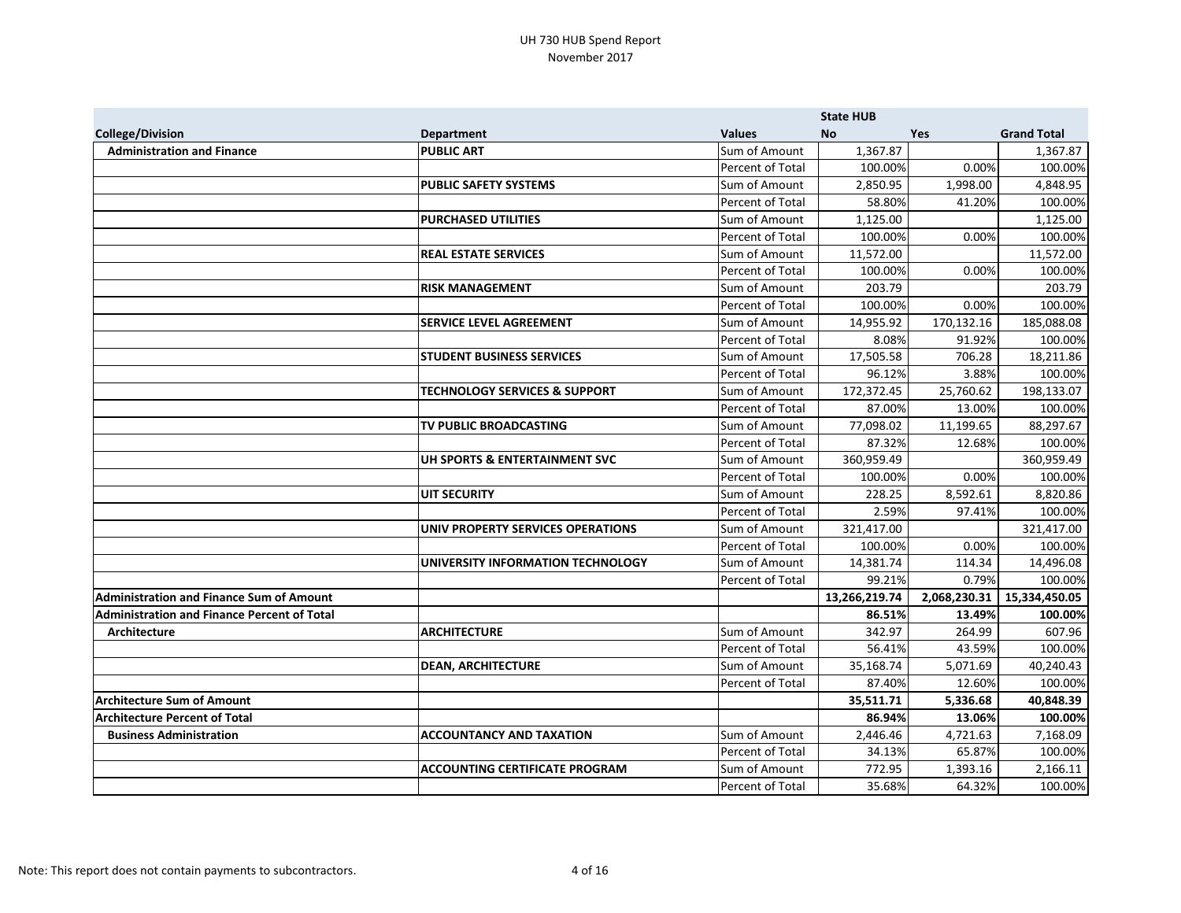UH 730 HUB Spend Report
November 2017

| | | | State HUB | | |
|---|---|---|---|---|---|
| **College/Division** | **Department** | **Values** | **No** | **Yes** | **Grand Total** |
| **Administration and Finance** | **PUBLIC ART** | Sum of Amount | 1,367.87 | | 1,367.87 |
| | | Percent of Total | 100.00% | 0.00% | 100.00% |
| | **PUBLIC SAFETY SYSTEMS** | Sum of Amount | 2,850.95 | 1,998.00 | 4,848.95 |
| | | Percent of Total | 58.80% | 41.20% | 100.00% |
| | **PURCHASED UTILITIES** | Sum of Amount | 1,125.00 | | 1,125.00 |
| | | Percent of Total | 100.00% | 0.00% | 100.00% |
| | **REAL ESTATE SERVICES** | Sum of Amount | 11,572.00 | | 11,572.00 |
| | | Percent of Total | 100.00% | 0.00% | 100.00% |
| | **RISK MANAGEMENT** | Sum of Amount | 203.79 | | 203.79 |
| | | Percent of Total | 100.00% | 0.00% | 100.00% |
| | **SERVICE LEVEL AGREEMENT** | Sum of Amount | 14,955.92 | 170,132.16 | 185,088.08 |
| | | Percent of Total | 8.08% | 91.92% | 100.00% |
| | **STUDENT BUSINESS SERVICES** | Sum of Amount | 17,505.58 | 706.28 | 18,211.86 |
| | | Percent of Total | 96.12% | 3.88% | 100.00% |
| | **TECHNOLOGY SERVICES & SUPPORT** | Sum of Amount | 172,372.45 | 25,760.62 | 198,133.07 |
| | | Percent of Total | 87.00% | 13.00% | 100.00% |
| | **TV PUBLIC BROADCASTING** | Sum of Amount | 77,098.02 | 11,199.65 | 88,297.67 |
| | | Percent of Total | 87.32% | 12.68% | 100.00% |
| | **UH SPORTS & ENTERTAINMENT SVC** | Sum of Amount | 360,959.49 | | 360,959.49 |
| | | Percent of Total | 100.00% | 0.00% | 100.00% |
| | **UIT SECURITY** | Sum of Amount | 228.25 | 8,592.61 | 8,820.86 |
| | | Percent of Total | 2.59% | 97.41% | 100.00% |
| | **UNIV PROPERTY SERVICES OPERATIONS** | Sum of Amount | 321,417.00 | | 321,417.00 |
| | | Percent of Total | 100.00% | 0.00% | 100.00% |
| | **UNIVERSITY INFORMATION TECHNOLOGY** | Sum of Amount | 14,381.74 | 114.34 | 14,496.08 |
| | | Percent of Total | 99.21% | 0.79% | 100.00% |
| **Administration and Finance Sum of Amount** | | | **13,266,219.74** | **2,068,230.31** | **15,334,450.05** |
| **Administration and Finance Percent of Total** | | | **86.51%** | **13.49%** | **100.00%** |
| **Architecture** | **ARCHITECTURE** | Sum of Amount | 342.97 | 264.99 | 607.96 |
| | | Percent of Total | 56.41% | 43.59% | 100.00% |
| | **DEAN, ARCHITECTURE** | Sum of Amount | 35,168.74 | 5,071.69 | 40,240.43 |
| | | Percent of Total | 87.40% | 12.60% | 100.00% |
| **Architecture Sum of Amount** | | | **35,511.71** | **5,336.68** | **40,848.39** |
| **Architecture Percent of Total** | | | **86.94%** | **13.06%** | **100.00%** |
| **Business Administration** | **ACCOUNTANCY AND TAXATION** | Sum of Amount | 2,446.46 | 4,721.63 | 7,168.09 |
| | | Percent of Total | 34.13% | 65.87% | 100.00% |
| | **ACCOUNTING CERTIFICATE PROGRAM** | Sum of Amount | 772.95 | 1,393.16 | 2,166.11 |
| | | Percent of Total | 35.68% | 64.32% | 100.00% |

Note: This report does not contain payments to subcontractors.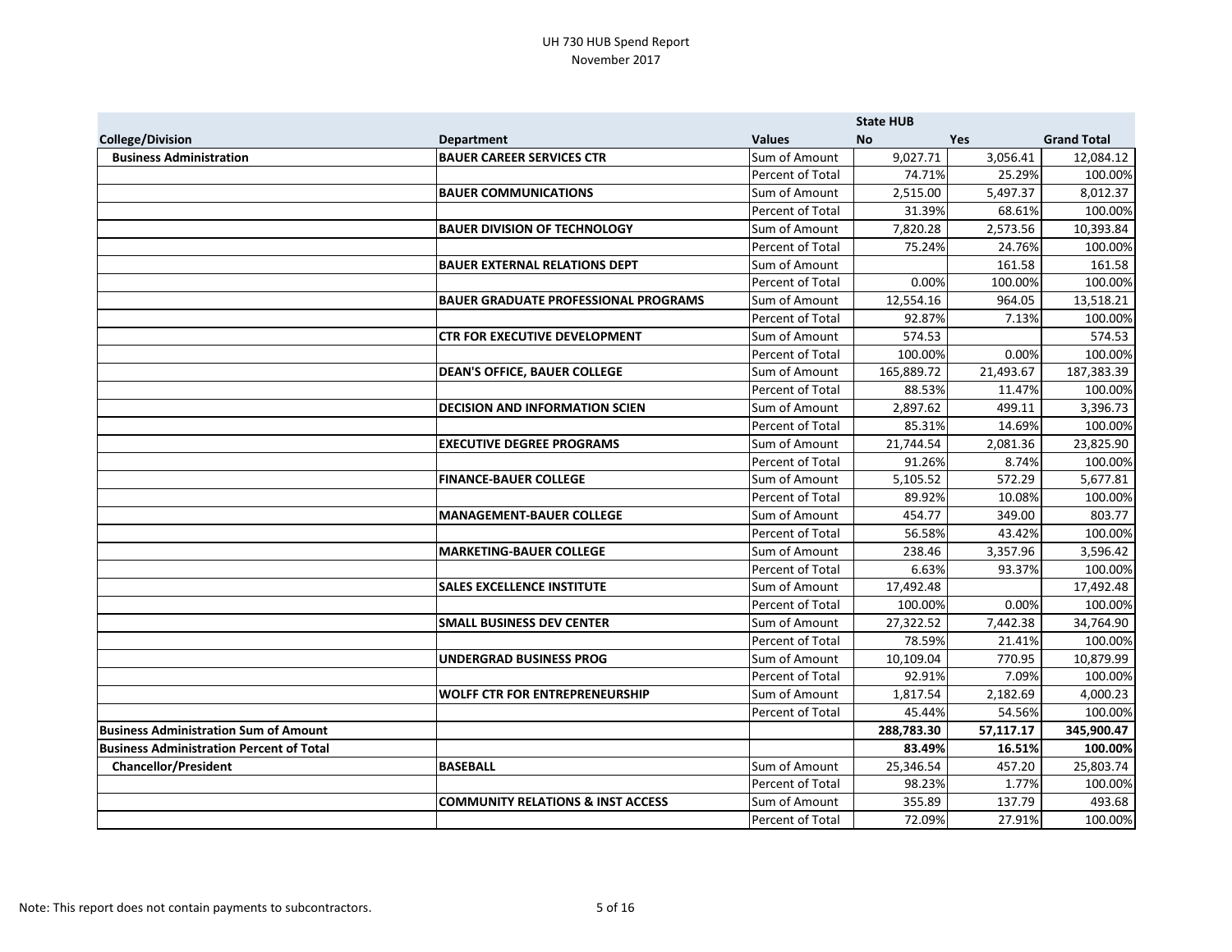# UH 730 HUB Spend Report
November 2017

| | | | State HUB | | |
|---|---|---|---|---|---|
| **College/Division** | **Department** | **Values** | **No** | **Yes** | **Grand Total** |
| **Business Administration** | **BAUER CAREER SERVICES CTR** | Sum of Amount | 9,027.71 | 3,056.41 | 12,084.12 |
| | | Percent of Total | 74.71% | 25.29% | 100.00% |
| | **BAUER COMMUNICATIONS** | Sum of Amount | 2,515.00 | 5,497.37 | 8,012.37 |
| | | Percent of Total | 31.39% | 68.61% | 100.00% |
| | **BAUER DIVISION OF TECHNOLOGY** | Sum of Amount | 7,820.28 | 2,573.56 | 10,393.84 |
| | | Percent of Total | 75.24% | 24.76% | 100.00% |
| | **BAUER EXTERNAL RELATIONS DEPT** | Sum of Amount | | 161.58 | 161.58 |
| | | Percent of Total | 0.00% | 100.00% | 100.00% |
| | **BAUER GRADUATE PROFESSIONAL PROGRAMS** | Sum of Amount | 12,554.16 | 964.05 | 13,518.21 |
| | | Percent of Total | 92.87% | 7.13% | 100.00% |
| | **CTR FOR EXECUTIVE DEVELOPMENT** | Sum of Amount | 574.53 | | 574.53 |
| | | Percent of Total | 100.00% | 0.00% | 100.00% |
| | **DEAN'S OFFICE, BAUER COLLEGE** | Sum of Amount | 165,889.72 | 21,493.67 | 187,383.39 |
| | | Percent of Total | 88.53% | 11.47% | 100.00% |
| | **DECISION AND INFORMATION SCIEN** | Sum of Amount | 2,897.62 | 499.11 | 3,396.73 |
| | | Percent of Total | 85.31% | 14.69% | 100.00% |
| | **EXECUTIVE DEGREE PROGRAMS** | Sum of Amount | 21,744.54 | 2,081.36 | 23,825.90 |
| | | Percent of Total | 91.26% | 8.74% | 100.00% |
| | **FINANCE-BAUER COLLEGE** | Sum of Amount | 5,105.52 | 572.29 | 5,677.81 |
| | | Percent of Total | 89.92% | 10.08% | 100.00% |
| | **MANAGEMENT-BAUER COLLEGE** | Sum of Amount | 454.77 | 349.00 | 803.77 |
| | | Percent of Total | 56.58% | 43.42% | 100.00% |
| | **MARKETING-BAUER COLLEGE** | Sum of Amount | 238.46 | 3,357.96 | 3,596.42 |
| | | Percent of Total | 6.63% | 93.37% | 100.00% |
| | **SALES EXCELLENCE INSTITUTE** | Sum of Amount | 17,492.48 | | 17,492.48 |
| | | Percent of Total | 100.00% | 0.00% | 100.00% |
| | **SMALL BUSINESS DEV CENTER** | Sum of Amount | 27,322.52 | 7,442.38 | 34,764.90 |
| | | Percent of Total | 78.59% | 21.41% | 100.00% |
| | **UNDERGRAD BUSINESS PROG** | Sum of Amount | 10,109.04 | 770.95 | 10,879.99 |
| | | Percent of Total | 92.91% | 7.09% | 100.00% |
| | **WOLFF CTR FOR ENTREPRENEURSHIP** | Sum of Amount | 1,817.54 | 2,182.69 | 4,000.23 |
| | | Percent of Total | 45.44% | 54.56% | 100.00% |
| **Business Administration Sum of Amount** | | | **288,783.30** | **57,117.17** | **345,900.47** |
| **Business Administration Percent of Total** | | | **83.49%** | **16.51%** | **100.00%** |
| **Chancellor/President** | **BASEBALL** | Sum of Amount | 25,346.54 | 457.20 | 25,803.74 |
| | | Percent of Total | 98.23% | 1.77% | 100.00% |
| | **COMMUNITY RELATIONS & INST ACCESS** | Sum of Amount | 355.89 | 137.79 | 493.68 |
| | | Percent of Total | 72.09% | 27.91% | 100.00% |

Note: This report does not contain payments to subcontractors.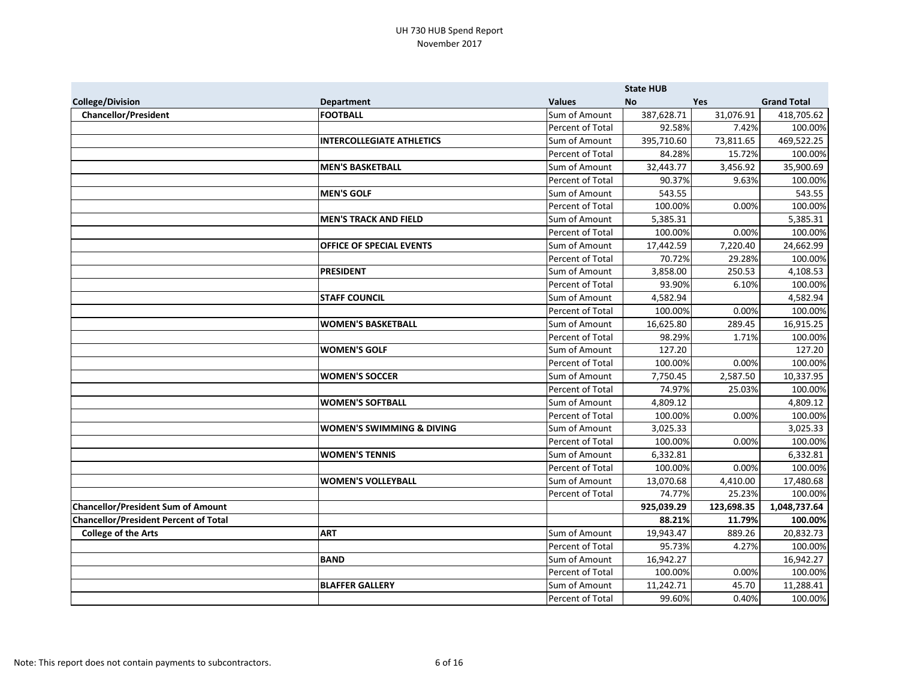# UH 730 HUB Spend Report
November 2017

| | | | State HUB | | |
|---|---|---|---|---|---|
| **College/Division** | **Department** | **Values** | **No** | **Yes** | **Grand Total** |
| **Chancellor/President** | **FOOTBALL** | Sum of Amount | 387,628.71 | 31,076.91 | 418,705.62 |
| | | Percent of Total | 92.58% | 7.42% | 100.00% |
| | **INTERCOLLEGIATE ATHLETICS** | Sum of Amount | 395,710.60 | 73,811.65 | 469,522.25 |
| | | Percent of Total | 84.28% | 15.72% | 100.00% |
| | **MEN'S BASKETBALL** | Sum of Amount | 32,443.77 | 3,456.92 | 35,900.69 |
| | | Percent of Total | 90.37% | 9.63% | 100.00% |
| | **MEN'S GOLF** | Sum of Amount | 543.55 | | 543.55 |
| | | Percent of Total | 100.00% | 0.00% | 100.00% |
| | **MEN'S TRACK AND FIELD** | Sum of Amount | 5,385.31 | | 5,385.31 |
| | | Percent of Total | 100.00% | 0.00% | 100.00% |
| | **OFFICE OF SPECIAL EVENTS** | Sum of Amount | 17,442.59 | 7,220.40 | 24,662.99 |
| | | Percent of Total | 70.72% | 29.28% | 100.00% |
| | **PRESIDENT** | Sum of Amount | 3,858.00 | 250.53 | 4,108.53 |
| | | Percent of Total | 93.90% | 6.10% | 100.00% |
| | **STAFF COUNCIL** | Sum of Amount | 4,582.94 | | 4,582.94 |
| | | Percent of Total | 100.00% | 0.00% | 100.00% |
| | **WOMEN'S BASKETBALL** | Sum of Amount | 16,625.80 | 289.45 | 16,915.25 |
| | | Percent of Total | 98.29% | 1.71% | 100.00% |
| | **WOMEN'S GOLF** | Sum of Amount | 127.20 | | 127.20 |
| | | Percent of Total | 100.00% | 0.00% | 100.00% |
| | **WOMEN'S SOCCER** | Sum of Amount | 7,750.45 | 2,587.50 | 10,337.95 |
| | | Percent of Total | 74.97% | 25.03% | 100.00% |
| | **WOMEN'S SOFTBALL** | Sum of Amount | 4,809.12 | | 4,809.12 |
| | | Percent of Total | 100.00% | 0.00% | 100.00% |
| | **WOMEN'S SWIMMING & DIVING** | Sum of Amount | 3,025.33 | | 3,025.33 |
| | | Percent of Total | 100.00% | 0.00% | 100.00% |
| | **WOMEN'S TENNIS** | Sum of Amount | 6,332.81 | | 6,332.81 |
| | | Percent of Total | 100.00% | 0.00% | 100.00% |
| | **WOMEN'S VOLLEYBALL** | Sum of Amount | 13,070.68 | 4,410.00 | 17,480.68 |
| | | Percent of Total | 74.77% | 25.23% | 100.00% |
| **Chancellor/President Sum of Amount** | | | **925,039.29** | **123,698.35** | **1,048,737.64** |
| **Chancellor/President Percent of Total** | | | **88.21%** | **11.79%** | **100.00%** |
| **College of the Arts** | **ART** | Sum of Amount | 19,943.47 | 889.26 | 20,832.73 |
| | | Percent of Total | 95.73% | 4.27% | 100.00% |
| | **BAND** | Sum of Amount | 16,942.27 | | 16,942.27 |
| | | Percent of Total | 100.00% | 0.00% | 100.00% |
| | **BLAFFER GALLERY** | Sum of Amount | 11,242.71 | 45.70 | 11,288.41 |
| | | Percent of Total | 99.60% | 0.40% | 100.00% |

Note: This report does not contain payments to subcontractors.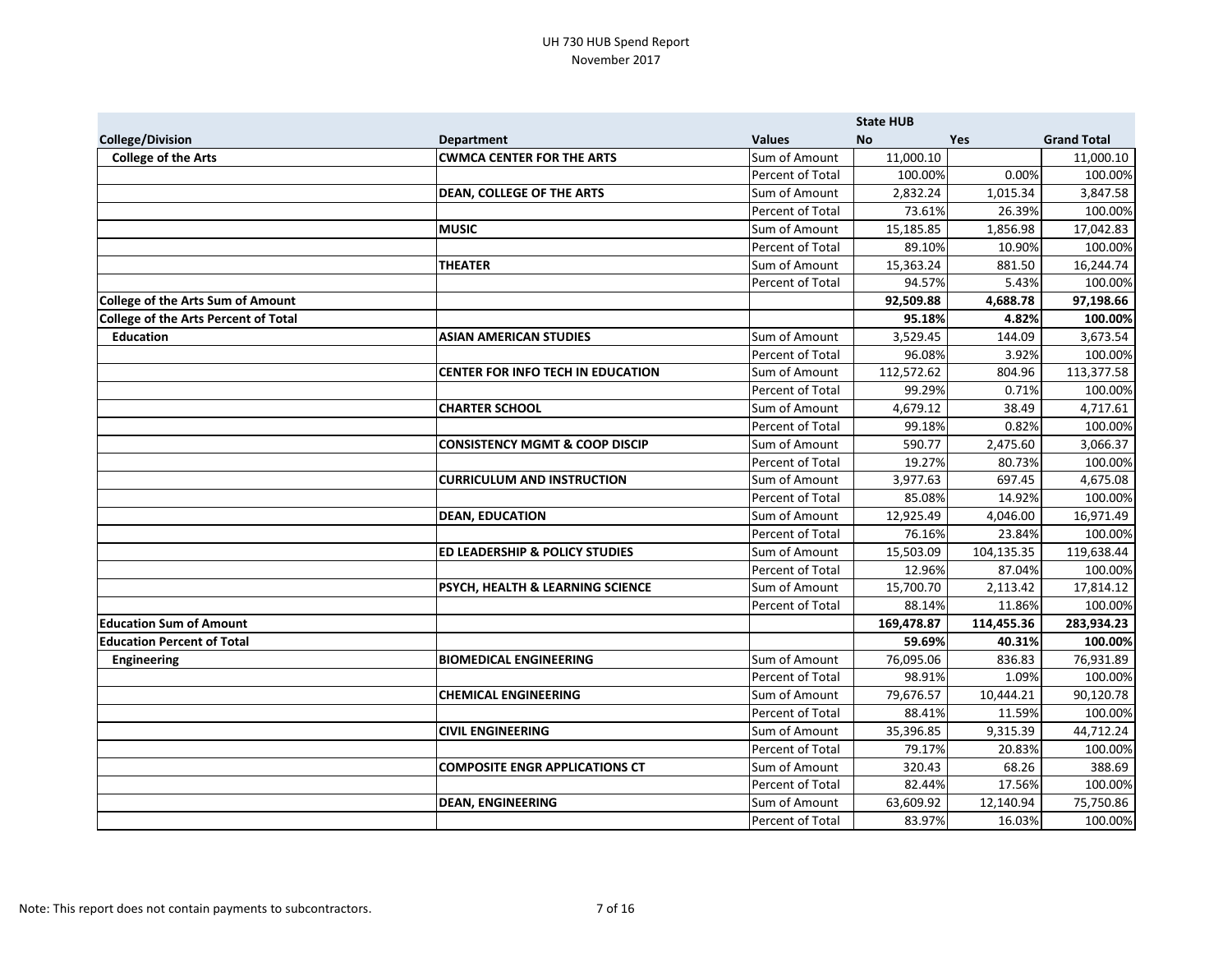# UH 730 HUB Spend Report
November 2017

| | | | State HUB | | |
|---|---|---|---|---|---|
| **College/Division** | **Department** | **Values** | **No** | **Yes** | **Grand Total** |
| **College of the Arts** | **CWMCA CENTER FOR THE ARTS** | Sum of Amount | 11,000.10 | | 11,000.10 |
| | | Percent of Total | 100.00% | 0.00% | 100.00% |
| | **DEAN, COLLEGE OF THE ARTS** | Sum of Amount | 2,832.24 | 1,015.34 | 3,847.58 |
| | | Percent of Total | 73.61% | 26.39% | 100.00% |
| | **MUSIC** | Sum of Amount | 15,185.85 | 1,856.98 | 17,042.83 |
| | | Percent of Total | 89.10% | 10.90% | 100.00% |
| | **THEATER** | Sum of Amount | 15,363.24 | 881.50 | 16,244.74 |
| | | Percent of Total | 94.57% | 5.43% | 100.00% |
| **College of the Arts Sum of Amount** | | | **92,509.88** | **4,688.78** | **97,198.66** |
| **College of the Arts Percent of Total** | | | **95.18%** | **4.82%** | **100.00%** |
| **Education** | **ASIAN AMERICAN STUDIES** | Sum of Amount | 3,529.45 | 144.09 | 3,673.54 |
| | | Percent of Total | 96.08% | 3.92% | 100.00% |
| | **CENTER FOR INFO TECH IN EDUCATION** | Sum of Amount | 112,572.62 | 804.96 | 113,377.58 |
| | | Percent of Total | 99.29% | 0.71% | 100.00% |
| | **CHARTER SCHOOL** | Sum of Amount | 4,679.12 | 38.49 | 4,717.61 |
| | | Percent of Total | 99.18% | 0.82% | 100.00% |
| | **CONSISTENCY MGMT & COOP DISCIP** | Sum of Amount | 590.77 | 2,475.60 | 3,066.37 |
| | | Percent of Total | 19.27% | 80.73% | 100.00% |
| | **CURRICULUM AND INSTRUCTION** | Sum of Amount | 3,977.63 | 697.45 | 4,675.08 |
| | | Percent of Total | 85.08% | 14.92% | 100.00% |
| | **DEAN, EDUCATION** | Sum of Amount | 12,925.49 | 4,046.00 | 16,971.49 |
| | | Percent of Total | 76.16% | 23.84% | 100.00% |
| | **ED LEADERSHIP & POLICY STUDIES** | Sum of Amount | 15,503.09 | 104,135.35 | 119,638.44 |
| | | Percent of Total | 12.96% | 87.04% | 100.00% |
| | **PSYCH, HEALTH & LEARNING SCIENCE** | Sum of Amount | 15,700.70 | 2,113.42 | 17,814.12 |
| | | Percent of Total | 88.14% | 11.86% | 100.00% |
| **Education Sum of Amount** | | | **169,478.87** | **114,455.36** | **283,934.23** |
| **Education Percent of Total** | | | **59.69%** | **40.31%** | **100.00%** |
| **Engineering** | **BIOMEDICAL ENGINEERING** | Sum of Amount | 76,095.06 | 836.83 | 76,931.89 |
| | | Percent of Total | 98.91% | 1.09% | 100.00% |
| | **CHEMICAL ENGINEERING** | Sum of Amount | 79,676.57 | 10,444.21 | 90,120.78 |
| | | Percent of Total | 88.41% | 11.59% | 100.00% |
| | **CIVIL ENGINEERING** | Sum of Amount | 35,396.85 | 9,315.39 | 44,712.24 |
| | | Percent of Total | 79.17% | 20.83% | 100.00% |
| | **COMPOSITE ENGR APPLICATIONS CT** | Sum of Amount | 320.43 | 68.26 | 388.69 |
| | | Percent of Total | 82.44% | 17.56% | 100.00% |
| | **DEAN, ENGINEERING** | Sum of Amount | 63,609.92 | 12,140.94 | 75,750.86 |
| | | Percent of Total | 83.97% | 16.03% | 100.00% |

Note: This report does not contain payments to subcontractors.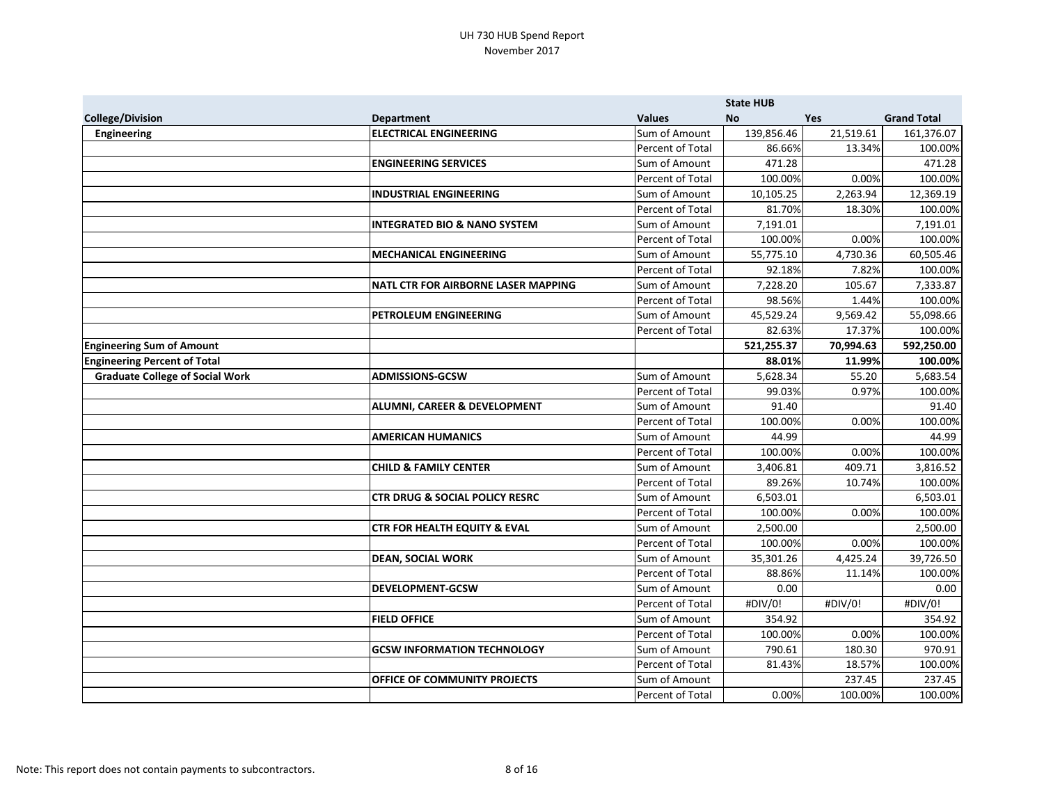# UH 730 HUB Spend Report
November 2017

| | | | State HUB | | |
|---|---|---|---|---|---|
| **College/Division** | **Department** | **Values** | **No** | **Yes** | **Grand Total** |
| **Engineering** | **ELECTRICAL ENGINEERING** | Sum of Amount | 139,856.46 | 21,519.61 | 161,376.07 |
| | | Percent of Total | 86.66% | 13.34% | 100.00% |
| | **ENGINEERING SERVICES** | Sum of Amount | 471.28 | | 471.28 |
| | | Percent of Total | 100.00% | 0.00% | 100.00% |
| | **INDUSTRIAL ENGINEERING** | Sum of Amount | 10,105.25 | 2,263.94 | 12,369.19 |
| | | Percent of Total | 81.70% | 18.30% | 100.00% |
| | **INTEGRATED BIO & NANO SYSTEM** | Sum of Amount | 7,191.01 | | 7,191.01 |
| | | Percent of Total | 100.00% | 0.00% | 100.00% |
| | **MECHANICAL ENGINEERING** | Sum of Amount | 55,775.10 | 4,730.36 | 60,505.46 |
| | | Percent of Total | 92.18% | 7.82% | 100.00% |
| | **NATL CTR FOR AIRBORNE LASER MAPPING** | Sum of Amount | 7,228.20 | 105.67 | 7,333.87 |
| | | Percent of Total | 98.56% | 1.44% | 100.00% |
| | **PETROLEUM ENGINEERING** | Sum of Amount | 45,529.24 | 9,569.42 | 55,098.66 |
| | | Percent of Total | 82.63% | 17.37% | 100.00% |
| **Engineering Sum of Amount** | | | **521,255.37** | **70,994.63** | **592,250.00** |
| **Engineering Percent of Total** | | | **88.01%** | **11.99%** | **100.00%** |
| **Graduate College of Social Work** | **ADMISSIONS-GCSW** | Sum of Amount | 5,628.34 | 55.20 | 5,683.54 |
| | | Percent of Total | 99.03% | 0.97% | 100.00% |
| | **ALUMNI, CAREER & DEVELOPMENT** | Sum of Amount | 91.40 | | 91.40 |
| | | Percent of Total | 100.00% | 0.00% | 100.00% |
| | **AMERICAN HUMANICS** | Sum of Amount | 44.99 | | 44.99 |
| | | Percent of Total | 100.00% | 0.00% | 100.00% |
| | **CHILD & FAMILY CENTER** | Sum of Amount | 3,406.81 | 409.71 | 3,816.52 |
| | | Percent of Total | 89.26% | 10.74% | 100.00% |
| | **CTR DRUG & SOCIAL POLICY RESRC** | Sum of Amount | 6,503.01 | | 6,503.01 |
| | | Percent of Total | 100.00% | 0.00% | 100.00% |
| | **CTR FOR HEALTH EQUITY & EVAL** | Sum of Amount | 2,500.00 | | 2,500.00 |
| | | Percent of Total | 100.00% | 0.00% | 100.00% |
| | **DEAN, SOCIAL WORK** | Sum of Amount | 35,301.26 | 4,425.24 | 39,726.50 |
| | | Percent of Total | 88.86% | 11.14% | 100.00% |
| | **DEVELOPMENT-GCSW** | Sum of Amount | 0.00 | | 0.00 |
| | | Percent of Total | #DIV/0! | #DIV/0! | #DIV/0! |
| | **FIELD OFFICE** | Sum of Amount | 354.92 | | 354.92 |
| | | Percent of Total | 100.00% | 0.00% | 100.00% |
| | **GCSW INFORMATION TECHNOLOGY** | Sum of Amount | 790.61 | 180.30 | 970.91 |
| | | Percent of Total | 81.43% | 18.57% | 100.00% |
| | **OFFICE OF COMMUNITY PROJECTS** | Sum of Amount | | 237.45 | 237.45 |
| | | Percent of Total | 0.00% | 100.00% | 100.00% |

Note: This report does not contain payments to subcontractors.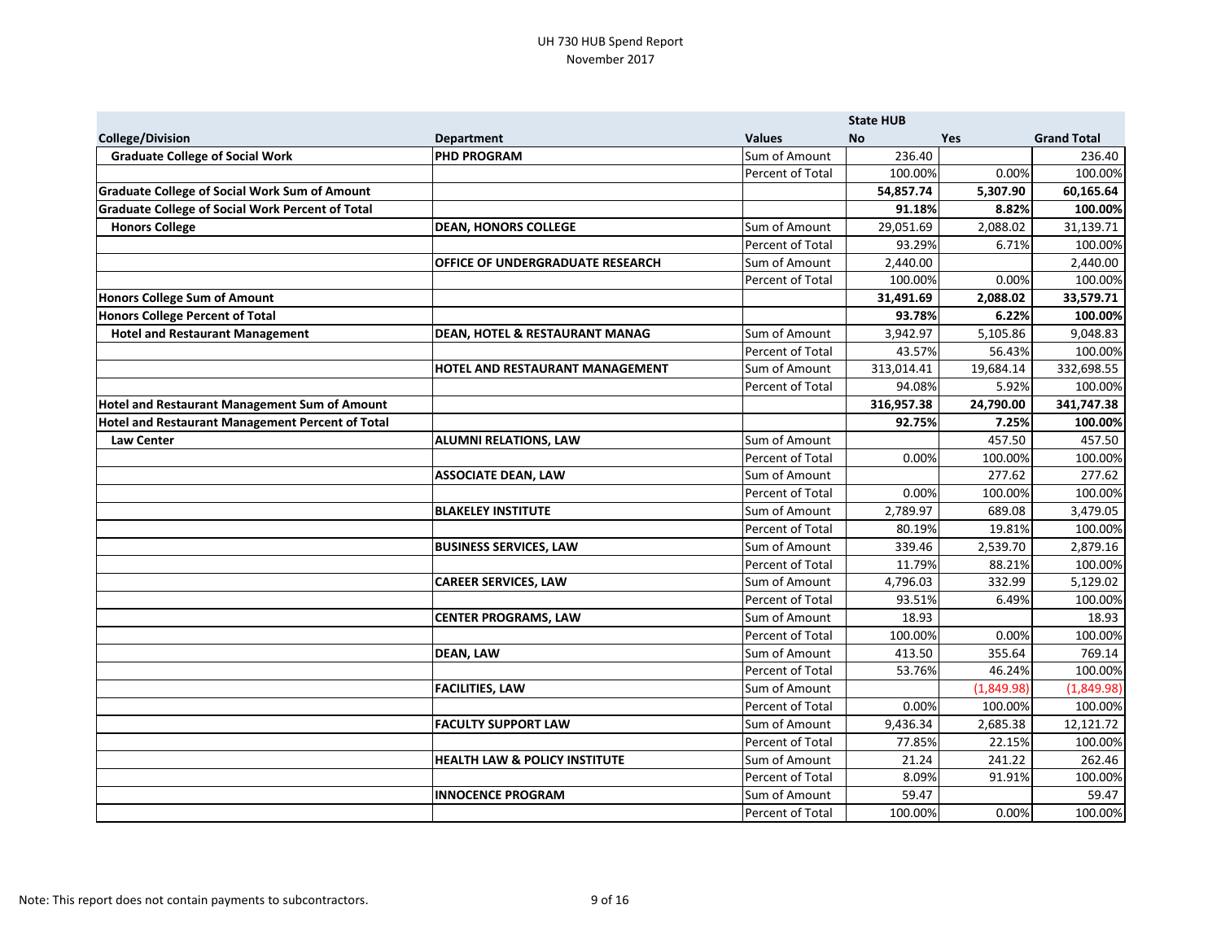UH 730 HUB Spend Report
November 2017

| College/Division | Department | Values | State HUB No | State HUB Yes | Grand Total |
|---|---|---|---|---|---|
| **Graduate College of Social Work** | **PHD PROGRAM** | Sum of Amount | 236.40 | | 236.40 |
| | | Percent of Total | 100.00% | 0.00% | 100.00% |
| **Graduate College of Social Work Sum of Amount** | | | **54,857.74** | **5,307.90** | **60,165.64** |
| **Graduate College of Social Work Percent of Total** | | | **91.18%** | **8.82%** | **100.00%** |
| **Honors College** | **DEAN, HONORS COLLEGE** | Sum of Amount | 29,051.69 | 2,088.02 | 31,139.71 |
| | | Percent of Total | 93.29% | 6.71% | 100.00% |
| | **OFFICE OF UNDERGRADUATE RESEARCH** | Sum of Amount | 2,440.00 | | 2,440.00 |
| | | Percent of Total | 100.00% | 0.00% | 100.00% |
| **Honors College Sum of Amount** | | | **31,491.69** | **2,088.02** | **33,579.71** |
| **Honors College Percent of Total** | | | **93.78%** | **6.22%** | **100.00%** |
| **Hotel and Restaurant Management** | **DEAN, HOTEL & RESTAURANT MANAG** | Sum of Amount | 3,942.97 | 5,105.86 | 9,048.83 |
| | | Percent of Total | 43.57% | 56.43% | 100.00% |
| | **HOTEL AND RESTAURANT MANAGEMENT** | Sum of Amount | 313,014.41 | 19,684.14 | 332,698.55 |
| | | Percent of Total | 94.08% | 5.92% | 100.00% |
| **Hotel and Restaurant Management Sum of Amount** | | | **316,957.38** | **24,790.00** | **341,747.38** |
| **Hotel and Restaurant Management Percent of Total** | | | **92.75%** | **7.25%** | **100.00%** |
| **Law Center** | **ALUMNI RELATIONS, LAW** | Sum of Amount | | 457.50 | 457.50 |
| | | Percent of Total | 0.00% | 100.00% | 100.00% |
| | **ASSOCIATE DEAN, LAW** | Sum of Amount | | 277.62 | 277.62 |
| | | Percent of Total | 0.00% | 100.00% | 100.00% |
| | **BLAKELEY INSTITUTE** | Sum of Amount | 2,789.97 | 689.08 | 3,479.05 |
| | | Percent of Total | 80.19% | 19.81% | 100.00% |
| | **BUSINESS SERVICES, LAW** | Sum of Amount | 339.46 | 2,539.70 | 2,879.16 |
| | | Percent of Total | 11.79% | 88.21% | 100.00% |
| | **CAREER SERVICES, LAW** | Sum of Amount | 4,796.03 | 332.99 | 5,129.02 |
| | | Percent of Total | 93.51% | 6.49% | 100.00% |
| | **CENTER PROGRAMS, LAW** | Sum of Amount | 18.93 | | 18.93 |
| | | Percent of Total | 100.00% | 0.00% | 100.00% |
| | **DEAN, LAW** | Sum of Amount | 413.50 | 355.64 | 769.14 |
| | | Percent of Total | 53.76% | 46.24% | 100.00% |
| | **FACILITIES, LAW** | Sum of Amount | | (1,849.98) | (1,849.98) |
| | | Percent of Total | 0.00% | 100.00% | 100.00% |
| | **FACULTY SUPPORT LAW** | Sum of Amount | 9,436.34 | 2,685.38 | 12,121.72 |
| | | Percent of Total | 77.85% | 22.15% | 100.00% |
| | **HEALTH LAW & POLICY INSTITUTE** | Sum of Amount | 21.24 | 241.22 | 262.46 |
| | | Percent of Total | 8.09% | 91.91% | 100.00% |
| | **INNOCENCE PROGRAM** | Sum of Amount | 59.47 | | 59.47 |
| | | Percent of Total | 100.00% | 0.00% | 100.00% |

Note: This report does not contain payments to subcontractors.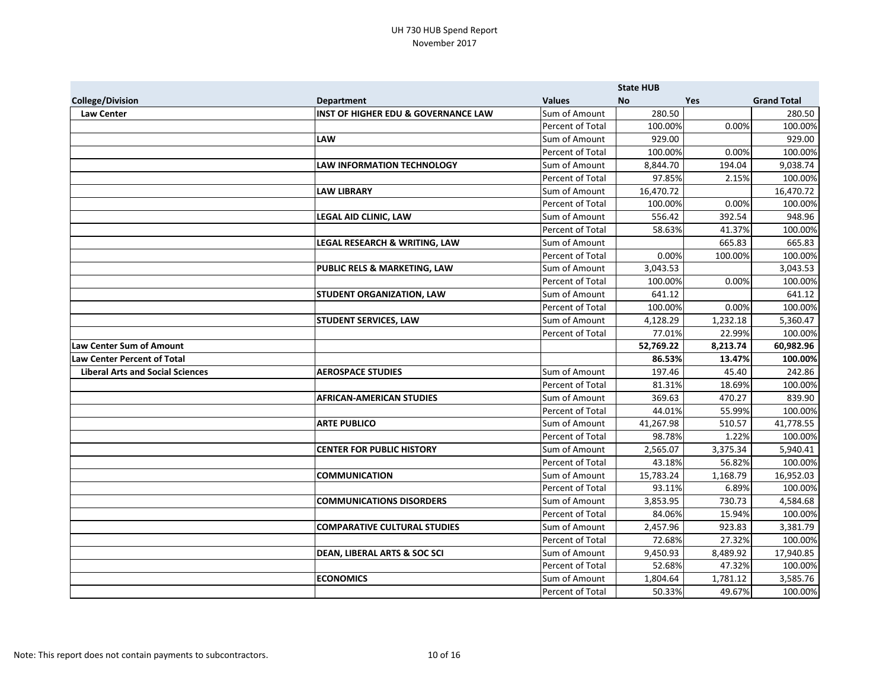# UH 730 HUB Spend Report
November 2017

| | | | State HUB | | |
|---|---|---|---|---|---|
| **College/Division** | **Department** | **Values** | **No** | **Yes** | **Grand Total** |
| **Law Center** | **INST OF HIGHER EDU & GOVERNANCE LAW** | Sum of Amount | 280.50 | | 280.50 |
| | | Percent of Total | 100.00% | 0.00% | 100.00% |
| | **LAW** | Sum of Amount | 929.00 | | 929.00 |
| | | Percent of Total | 100.00% | 0.00% | 100.00% |
| | **LAW INFORMATION TECHNOLOGY** | Sum of Amount | 8,844.70 | 194.04 | 9,038.74 |
| | | Percent of Total | 97.85% | 2.15% | 100.00% |
| | **LAW LIBRARY** | Sum of Amount | 16,470.72 | | 16,470.72 |
| | | Percent of Total | 100.00% | 0.00% | 100.00% |
| | **LEGAL AID CLINIC, LAW** | Sum of Amount | 556.42 | 392.54 | 948.96 |
| | | Percent of Total | 58.63% | 41.37% | 100.00% |
| | **LEGAL RESEARCH & WRITING, LAW** | Sum of Amount | | 665.83 | 665.83 |
| | | Percent of Total | 0.00% | 100.00% | 100.00% |
| | **PUBLIC RELS & MARKETING, LAW** | Sum of Amount | 3,043.53 | | 3,043.53 |
| | | Percent of Total | 100.00% | 0.00% | 100.00% |
| | **STUDENT ORGANIZATION, LAW** | Sum of Amount | 641.12 | | 641.12 |
| | | Percent of Total | 100.00% | 0.00% | 100.00% |
| | **STUDENT SERVICES, LAW** | Sum of Amount | 4,128.29 | 1,232.18 | 5,360.47 |
| | | Percent of Total | 77.01% | 22.99% | 100.00% |
| **Law Center Sum of Amount** | | | **52,769.22** | **8,213.74** | **60,982.96** |
| **Law Center Percent of Total** | | | **86.53%** | **13.47%** | **100.00%** |
| **Liberal Arts and Social Sciences** | **AEROSPACE STUDIES** | Sum of Amount | 197.46 | 45.40 | 242.86 |
| | | Percent of Total | 81.31% | 18.69% | 100.00% |
| | **AFRICAN-AMERICAN STUDIES** | Sum of Amount | 369.63 | 470.27 | 839.90 |
| | | Percent of Total | 44.01% | 55.99% | 100.00% |
| | **ARTE PUBLICO** | Sum of Amount | 41,267.98 | 510.57 | 41,778.55 |
| | | Percent of Total | 98.78% | 1.22% | 100.00% |
| | **CENTER FOR PUBLIC HISTORY** | Sum of Amount | 2,565.07 | 3,375.34 | 5,940.41 |
| | | Percent of Total | 43.18% | 56.82% | 100.00% |
| | **COMMUNICATION** | Sum of Amount | 15,783.24 | 1,168.79 | 16,952.03 |
| | | Percent of Total | 93.11% | 6.89% | 100.00% |
| | **COMMUNICATIONS DISORDERS** | Sum of Amount | 3,853.95 | 730.73 | 4,584.68 |
| | | Percent of Total | 84.06% | 15.94% | 100.00% |
| | **COMPARATIVE CULTURAL STUDIES** | Sum of Amount | 2,457.96 | 923.83 | 3,381.79 |
| | | Percent of Total | 72.68% | 27.32% | 100.00% |
| | **DEAN, LIBERAL ARTS & SOC SCI** | Sum of Amount | 9,450.93 | 8,489.92 | 17,940.85 |
| | | Percent of Total | 52.68% | 47.32% | 100.00% |
| | **ECONOMICS** | Sum of Amount | 1,804.64 | 1,781.12 | 3,585.76 |
| | | Percent of Total | 50.33% | 49.67% | 100.00% |

Note: This report does not contain payments to subcontractors.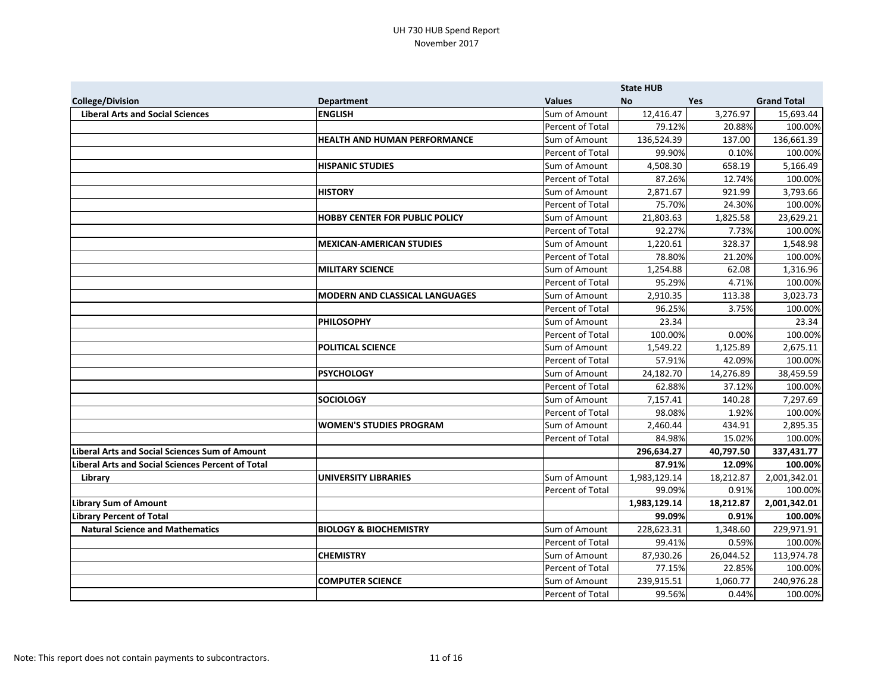UH 730 HUB Spend Report
November 2017

| | | | State HUB | | |
|---|---|---|---|---|---|
| College/Division | Department | Values | No | Yes | Grand Total |
| Liberal Arts and Social Sciences | ENGLISH | Sum of Amount | 12,416.47 | 3,276.97 | 15,693.44 |
| | | Percent of Total | 79.12% | 20.88% | 100.00% |
| | HEALTH AND HUMAN PERFORMANCE | Sum of Amount | 136,524.39 | 137.00 | 136,661.39 |
| | | Percent of Total | 99.90% | 0.10% | 100.00% |
| | HISPANIC STUDIES | Sum of Amount | 4,508.30 | 658.19 | 5,166.49 |
| | | Percent of Total | 87.26% | 12.74% | 100.00% |
| | HISTORY | Sum of Amount | 2,871.67 | 921.99 | 3,793.66 |
| | | Percent of Total | 75.70% | 24.30% | 100.00% |
| | HOBBY CENTER FOR PUBLIC POLICY | Sum of Amount | 21,803.63 | 1,825.58 | 23,629.21 |
| | | Percent of Total | 92.27% | 7.73% | 100.00% |
| | MEXICAN-AMERICAN STUDIES | Sum of Amount | 1,220.61 | 328.37 | 1,548.98 |
| | | Percent of Total | 78.80% | 21.20% | 100.00% |
| | MILITARY SCIENCE | Sum of Amount | 1,254.88 | 62.08 | 1,316.96 |
| | | Percent of Total | 95.29% | 4.71% | 100.00% |
| | MODERN AND CLASSICAL LANGUAGES | Sum of Amount | 2,910.35 | 113.38 | 3,023.73 |
| | | Percent of Total | 96.25% | 3.75% | 100.00% |
| | PHILOSOPHY | Sum of Amount | 23.34 | | 23.34 |
| | | Percent of Total | 100.00% | 0.00% | 100.00% |
| | POLITICAL SCIENCE | Sum of Amount | 1,549.22 | 1,125.89 | 2,675.11 |
| | | Percent of Total | 57.91% | 42.09% | 100.00% |
| | PSYCHOLOGY | Sum of Amount | 24,182.70 | 14,276.89 | 38,459.59 |
| | | Percent of Total | 62.88% | 37.12% | 100.00% |
| | SOCIOLOGY | Sum of Amount | 7,157.41 | 140.28 | 7,297.69 |
| | | Percent of Total | 98.08% | 1.92% | 100.00% |
| | WOMEN'S STUDIES PROGRAM | Sum of Amount | 2,460.44 | 434.91 | 2,895.35 |
| | | Percent of Total | 84.98% | 15.02% | 100.00% |
| **Liberal Arts and Social Sciences Sum of Amount** | | | **296,634.27** | **40,797.50** | **337,431.77** |
| **Liberal Arts and Social Sciences Percent of Total** | | | **87.91%** | **12.09%** | **100.00%** |
| Library | UNIVERSITY LIBRARIES | Sum of Amount | 1,983,129.14 | 18,212.87 | 2,001,342.01 |
| | | Percent of Total | 99.09% | 0.91% | 100.00% |
| **Library Sum of Amount** | | | **1,983,129.14** | **18,212.87** | **2,001,342.01** |
| **Library Percent of Total** | | | **99.09%** | **0.91%** | **100.00%** |
| Natural Science and Mathematics | BIOLOGY & BIOCHEMISTRY | Sum of Amount | 228,623.31 | 1,348.60 | 229,971.91 |
| | | Percent of Total | 99.41% | 0.59% | 100.00% |
| | CHEMISTRY | Sum of Amount | 87,930.26 | 26,044.52 | 113,974.78 |
| | | Percent of Total | 77.15% | 22.85% | 100.00% |
| | COMPUTER SCIENCE | Sum of Amount | 239,915.51 | 1,060.77 | 240,976.28 |
| | | Percent of Total | 99.56% | 0.44% | 100.00% |

Note: This report does not contain payments to subcontractors.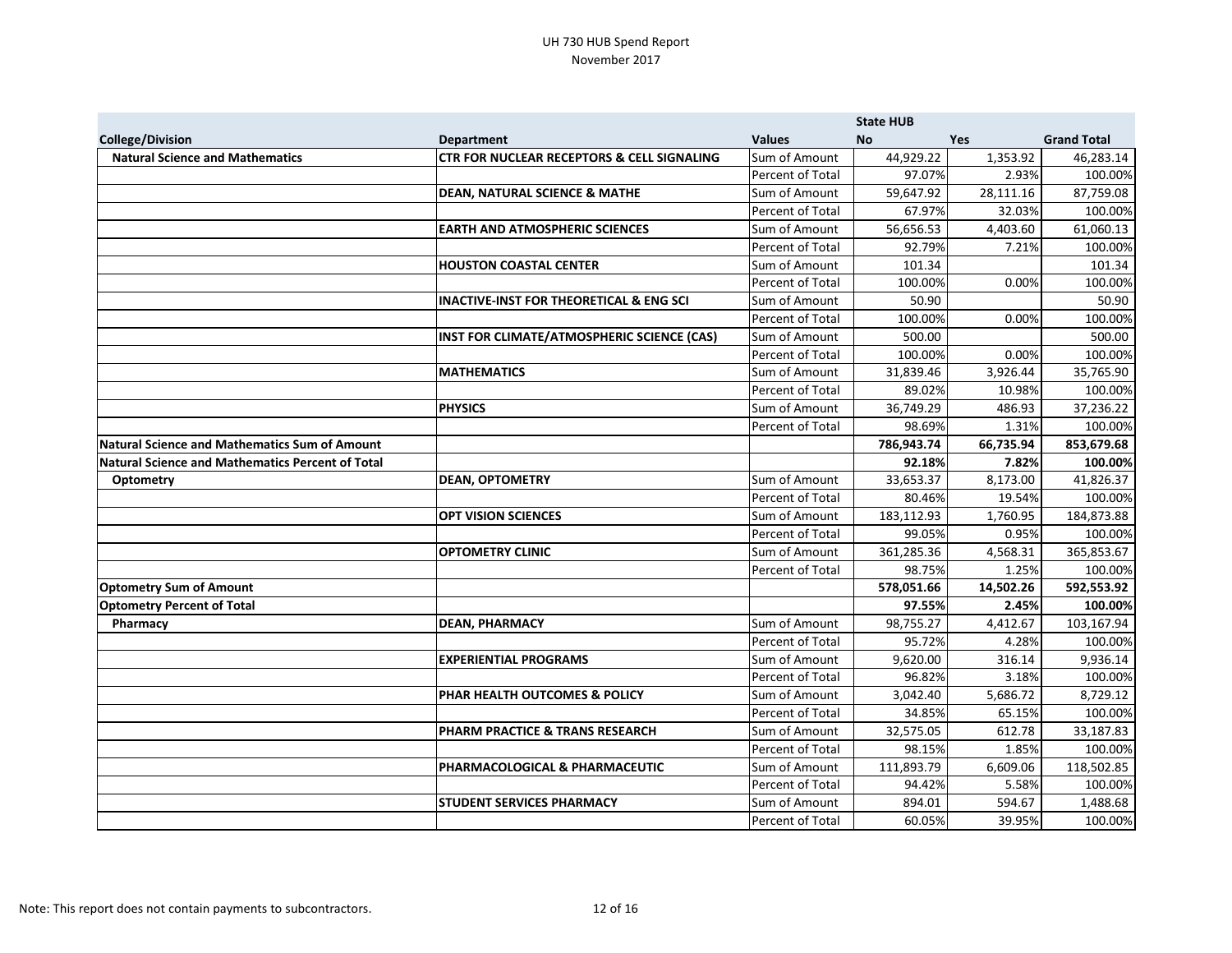UH 730 HUB Spend Report
November 2017

| | | | State HUB | | |
|---|---|---|---|---|---|
| **College/Division** | **Department** | **Values** | **No** | **Yes** | **Grand Total** |
| **Natural Science and Mathematics** | **CTR FOR NUCLEAR RECEPTORS & CELL SIGNALING** | Sum of Amount | 44,929.22 | 1,353.92 | 46,283.14 |
| | | Percent of Total | 97.07% | 2.93% | 100.00% |
| | **DEAN, NATURAL SCIENCE & MATHE** | Sum of Amount | 59,647.92 | 28,111.16 | 87,759.08 |
| | | Percent of Total | 67.97% | 32.03% | 100.00% |
| | **EARTH AND ATMOSPHERIC SCIENCES** | Sum of Amount | 56,656.53 | 4,403.60 | 61,060.13 |
| | | Percent of Total | 92.79% | 7.21% | 100.00% |
| | **HOUSTON COASTAL CENTER** | Sum of Amount | 101.34 | | 101.34 |
| | | Percent of Total | 100.00% | 0.00% | 100.00% |
| | **INACTIVE-INST FOR THEORETICAL & ENG SCI** | Sum of Amount | 50.90 | | 50.90 |
| | | Percent of Total | 100.00% | 0.00% | 100.00% |
| | **INST FOR CLIMATE/ATMOSPHERIC SCIENCE (CAS)** | Sum of Amount | 500.00 | | 500.00 |
| | | Percent of Total | 100.00% | 0.00% | 100.00% |
| | **MATHEMATICS** | Sum of Amount | 31,839.46 | 3,926.44 | 35,765.90 |
| | | Percent of Total | 89.02% | 10.98% | 100.00% |
| | **PHYSICS** | Sum of Amount | 36,749.29 | 486.93 | 37,236.22 |
| | | Percent of Total | 98.69% | 1.31% | 100.00% |
| **Natural Science and Mathematics Sum of Amount** | | | **786,943.74** | **66,735.94** | **853,679.68** |
| **Natural Science and Mathematics Percent of Total** | | | **92.18%** | **7.82%** | **100.00%** |
| **Optometry** | **DEAN, OPTOMETRY** | Sum of Amount | 33,653.37 | 8,173.00 | 41,826.37 |
| | | Percent of Total | 80.46% | 19.54% | 100.00% |
| | **OPT VISION SCIENCES** | Sum of Amount | 183,112.93 | 1,760.95 | 184,873.88 |
| | | Percent of Total | 99.05% | 0.95% | 100.00% |
| | **OPTOMETRY CLINIC** | Sum of Amount | 361,285.36 | 4,568.31 | 365,853.67 |
| | | Percent of Total | 98.75% | 1.25% | 100.00% |
| **Optometry Sum of Amount** | | | **578,051.66** | **14,502.26** | **592,553.92** |
| **Optometry Percent of Total** | | | **97.55%** | **2.45%** | **100.00%** |
| **Pharmacy** | **DEAN, PHARMACY** | Sum of Amount | 98,755.27 | 4,412.67 | 103,167.94 |
| | | Percent of Total | 95.72% | 4.28% | 100.00% |
| | **EXPERIENTIAL PROGRAMS** | Sum of Amount | 9,620.00 | 316.14 | 9,936.14 |
| | | Percent of Total | 96.82% | 3.18% | 100.00% |
| | **PHAR HEALTH OUTCOMES & POLICY** | Sum of Amount | 3,042.40 | 5,686.72 | 8,729.12 |
| | | Percent of Total | 34.85% | 65.15% | 100.00% |
| | **PHARM PRACTICE & TRANS RESEARCH** | Sum of Amount | 32,575.05 | 612.78 | 33,187.83 |
| | | Percent of Total | 98.15% | 1.85% | 100.00% |
| | **PHARMACOLOGICAL & PHARMACEUTIC** | Sum of Amount | 111,893.79 | 6,609.06 | 118,502.85 |
| | | Percent of Total | 94.42% | 5.58% | 100.00% |
| | **STUDENT SERVICES PHARMACY** | Sum of Amount | 894.01 | 594.67 | 1,488.68 |
| | | Percent of Total | 60.05% | 39.95% | 100.00% |

Note: This report does not contain payments to subcontractors.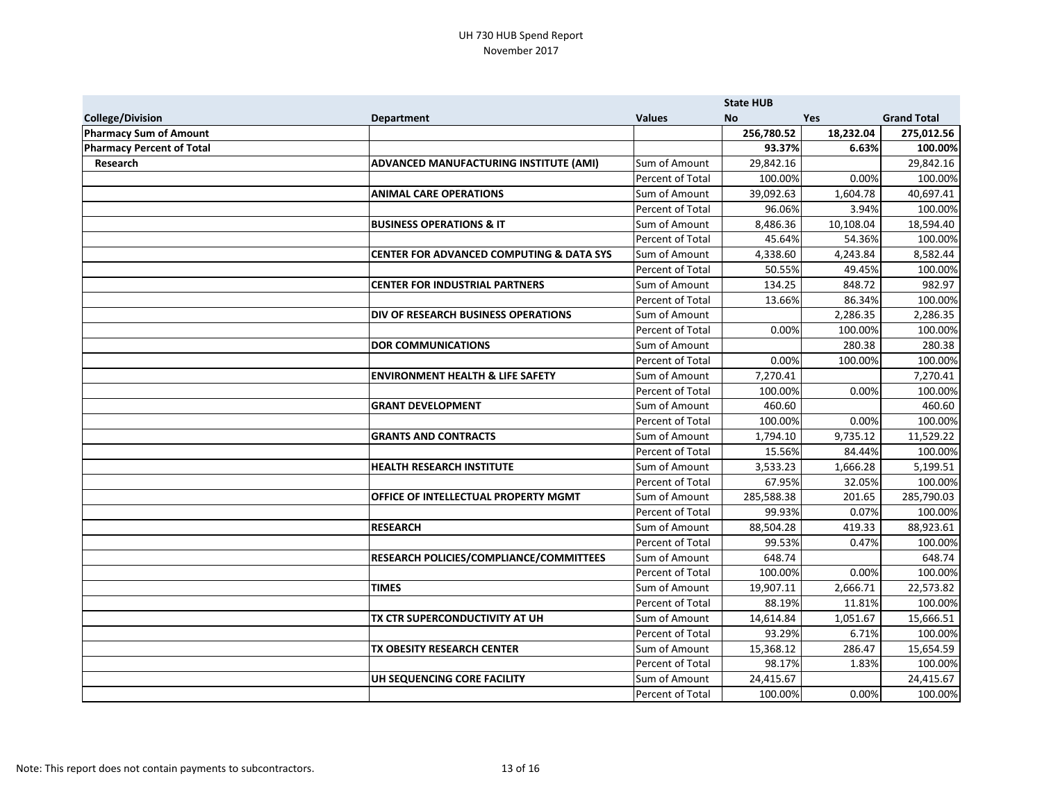UH 730 HUB Spend Report
November 2017

| College/Division | Department | Values | State HUB No | Yes | Grand Total |
|---|---|---|---|---|---|
| **Pharmacy Sum of Amount** | | | **256,780.52** | **18,232.04** | **275,012.56** |
| **Pharmacy Percent of Total** | | | **93.37%** | **6.63%** | **100.00%** |
| **Research** | **ADVANCED MANUFACTURING INSTITUTE (AMI)** | Sum of Amount | 29,842.16 | | 29,842.16 |
| | | Percent of Total | 100.00% | 0.00% | 100.00% |
| | **ANIMAL CARE OPERATIONS** | Sum of Amount | 39,092.63 | 1,604.78 | 40,697.41 |
| | | Percent of Total | 96.06% | 3.94% | 100.00% |
| | **BUSINESS OPERATIONS & IT** | Sum of Amount | 8,486.36 | 10,108.04 | 18,594.40 |
| | | Percent of Total | 45.64% | 54.36% | 100.00% |
| | **CENTER FOR ADVANCED COMPUTING & DATA SYS** | Sum of Amount | 4,338.60 | 4,243.84 | 8,582.44 |
| | | Percent of Total | 50.55% | 49.45% | 100.00% |
| | **CENTER FOR INDUSTRIAL PARTNERS** | Sum of Amount | 134.25 | 848.72 | 982.97 |
| | | Percent of Total | 13.66% | 86.34% | 100.00% |
| | **DIV OF RESEARCH BUSINESS OPERATIONS** | Sum of Amount | | 2,286.35 | 2,286.35 |
| | | Percent of Total | 0.00% | 100.00% | 100.00% |
| | **DOR COMMUNICATIONS** | Sum of Amount | | 280.38 | 280.38 |
| | | Percent of Total | 0.00% | 100.00% | 100.00% |
| | **ENVIRONMENT HEALTH & LIFE SAFETY** | Sum of Amount | 7,270.41 | | 7,270.41 |
| | | Percent of Total | 100.00% | 0.00% | 100.00% |
| | **GRANT DEVELOPMENT** | Sum of Amount | 460.60 | | 460.60 |
| | | Percent of Total | 100.00% | 0.00% | 100.00% |
| | **GRANTS AND CONTRACTS** | Sum of Amount | 1,794.10 | 9,735.12 | 11,529.22 |
| | | Percent of Total | 15.56% | 84.44% | 100.00% |
| | **HEALTH RESEARCH INSTITUTE** | Sum of Amount | 3,533.23 | 1,666.28 | 5,199.51 |
| | | Percent of Total | 67.95% | 32.05% | 100.00% |
| | **OFFICE OF INTELLECTUAL PROPERTY MGMT** | Sum of Amount | 285,588.38 | 201.65 | 285,790.03 |
| | | Percent of Total | 99.93% | 0.07% | 100.00% |
| | **RESEARCH** | Sum of Amount | 88,504.28 | 419.33 | 88,923.61 |
| | | Percent of Total | 99.53% | 0.47% | 100.00% |
| | **RESEARCH POLICIES/COMPLIANCE/COMMITTEES** | Sum of Amount | 648.74 | | 648.74 |
| | | Percent of Total | 100.00% | 0.00% | 100.00% |
| | **TIMES** | Sum of Amount | 19,907.11 | 2,666.71 | 22,573.82 |
| | | Percent of Total | 88.19% | 11.81% | 100.00% |
| | **TX CTR SUPERCONDUCTIVITY AT UH** | Sum of Amount | 14,614.84 | 1,051.67 | 15,666.51 |
| | | Percent of Total | 93.29% | 6.71% | 100.00% |
| | **TX OBESITY RESEARCH CENTER** | Sum of Amount | 15,368.12 | 286.47 | 15,654.59 |
| | | Percent of Total | 98.17% | 1.83% | 100.00% |
| | **UH SEQUENCING CORE FACILITY** | Sum of Amount | 24,415.67 | | 24,415.67 |
| | | Percent of Total | 100.00% | 0.00% | 100.00% |

Note: This report does not contain payments to subcontractors.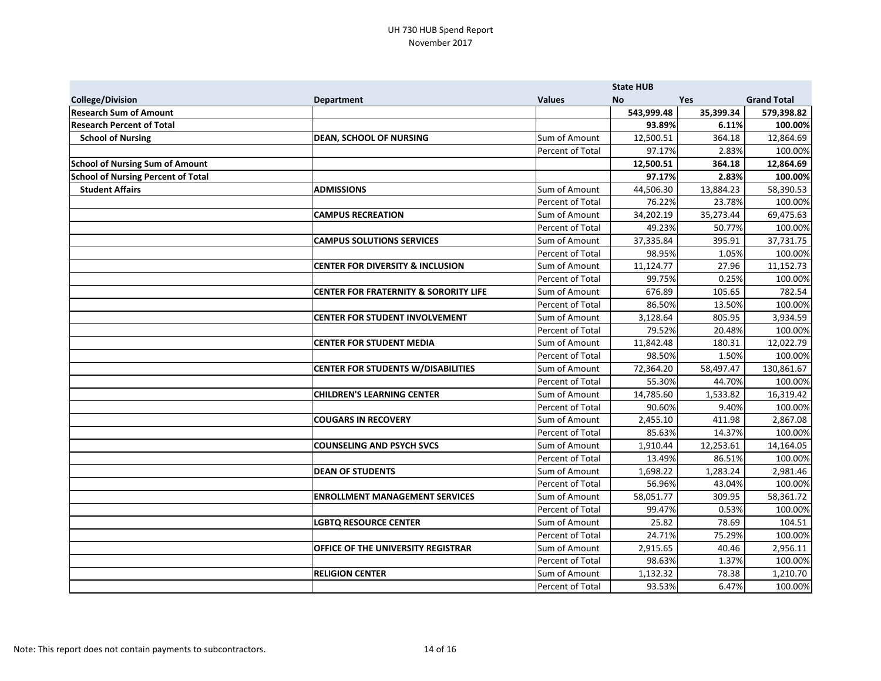UH 730 HUB Spend Report
November 2017

| College/Division | Department | Values | State HUB No | Yes | Grand Total |
|---|---|---|---|---|---|
| **Research Sum of Amount** | | | **543,999.48** | **35,399.34** | **579,398.82** |
| **Research Percent of Total** | | | **93.89%** | **6.11%** | **100.00%** |
| **School of Nursing** | **DEAN, SCHOOL OF NURSING** | Sum of Amount | 12,500.51 | 364.18 | 12,864.69 |
| | | Percent of Total | 97.17% | 2.83% | 100.00% |
| **School of Nursing Sum of Amount** | | | **12,500.51** | **364.18** | **12,864.69** |
| **School of Nursing Percent of Total** | | | **97.17%** | **2.83%** | **100.00%** |
| **Student Affairs** | **ADMISSIONS** | Sum of Amount | 44,506.30 | 13,884.23 | 58,390.53 |
| | | Percent of Total | 76.22% | 23.78% | 100.00% |
| | **CAMPUS RECREATION** | Sum of Amount | 34,202.19 | 35,273.44 | 69,475.63 |
| | | Percent of Total | 49.23% | 50.77% | 100.00% |
| | **CAMPUS SOLUTIONS SERVICES** | Sum of Amount | 37,335.84 | 395.91 | 37,731.75 |
| | | Percent of Total | 98.95% | 1.05% | 100.00% |
| | **CENTER FOR DIVERSITY & INCLUSION** | Sum of Amount | 11,124.77 | 27.96 | 11,152.73 |
| | | Percent of Total | 99.75% | 0.25% | 100.00% |
| | **CENTER FOR FRATERNITY & SORORITY LIFE** | Sum of Amount | 676.89 | 105.65 | 782.54 |
| | | Percent of Total | 86.50% | 13.50% | 100.00% |
| | **CENTER FOR STUDENT INVOLVEMENT** | Sum of Amount | 3,128.64 | 805.95 | 3,934.59 |
| | | Percent of Total | 79.52% | 20.48% | 100.00% |
| | **CENTER FOR STUDENT MEDIA** | Sum of Amount | 11,842.48 | 180.31 | 12,022.79 |
| | | Percent of Total | 98.50% | 1.50% | 100.00% |
| | **CENTER FOR STUDENTS W/DISABILITIES** | Sum of Amount | 72,364.20 | 58,497.47 | 130,861.67 |
| | | Percent of Total | 55.30% | 44.70% | 100.00% |
| | **CHILDREN'S LEARNING CENTER** | Sum of Amount | 14,785.60 | 1,533.82 | 16,319.42 |
| | | Percent of Total | 90.60% | 9.40% | 100.00% |
| | **COUGARS IN RECOVERY** | Sum of Amount | 2,455.10 | 411.98 | 2,867.08 |
| | | Percent of Total | 85.63% | 14.37% | 100.00% |
| | **COUNSELING AND PSYCH SVCS** | Sum of Amount | 1,910.44 | 12,253.61 | 14,164.05 |
| | | Percent of Total | 13.49% | 86.51% | 100.00% |
| | **DEAN OF STUDENTS** | Sum of Amount | 1,698.22 | 1,283.24 | 2,981.46 |
| | | Percent of Total | 56.96% | 43.04% | 100.00% |
| | **ENROLLMENT MANAGEMENT SERVICES** | Sum of Amount | 58,051.77 | 309.95 | 58,361.72 |
| | | Percent of Total | 99.47% | 0.53% | 100.00% |
| | **LGBTQ RESOURCE CENTER** | Sum of Amount | 25.82 | 78.69 | 104.51 |
| | | Percent of Total | 24.71% | 75.29% | 100.00% |
| | **OFFICE OF THE UNIVERSITY REGISTRAR** | Sum of Amount | 2,915.65 | 40.46 | 2,956.11 |
| | | Percent of Total | 98.63% | 1.37% | 100.00% |
| | **RELIGION CENTER** | Sum of Amount | 1,132.32 | 78.38 | 1,210.70 |
| | | Percent of Total | 93.53% | 6.47% | 100.00% |

Note: This report does not contain payments to subcontractors.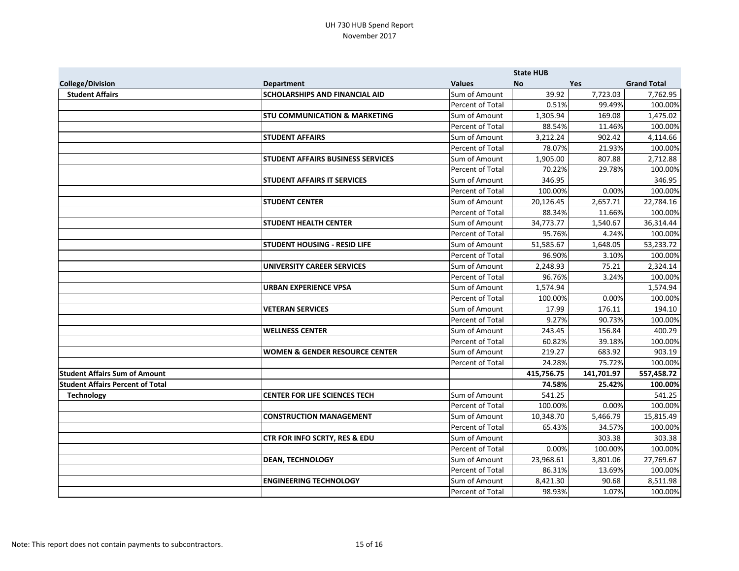UH 730 HUB Spend Report
November 2017

| College/Division | Department | Values | State HUB No | Yes | Grand Total |
|---|---|---|---|---|---|
| **Student Affairs** | **SCHOLARSHIPS AND FINANCIAL AID** | Sum of Amount | 39.92 | 7,723.03 | 7,762.95 |
| | | Percent of Total | 0.51% | 99.49% | 100.00% |
| | **STU COMMUNICATION & MARKETING** | Sum of Amount | 1,305.94 | 169.08 | 1,475.02 |
| | | Percent of Total | 88.54% | 11.46% | 100.00% |
| | **STUDENT AFFAIRS** | Sum of Amount | 3,212.24 | 902.42 | 4,114.66 |
| | | Percent of Total | 78.07% | 21.93% | 100.00% |
| | **STUDENT AFFAIRS BUSINESS SERVICES** | Sum of Amount | 1,905.00 | 807.88 | 2,712.88 |
| | | Percent of Total | 70.22% | 29.78% | 100.00% |
| | **STUDENT AFFAIRS IT SERVICES** | Sum of Amount | 346.95 | | 346.95 |
| | | Percent of Total | 100.00% | 0.00% | 100.00% |
| | **STUDENT CENTER** | Sum of Amount | 20,126.45 | 2,657.71 | 22,784.16 |
| | | Percent of Total | 88.34% | 11.66% | 100.00% |
| | **STUDENT HEALTH CENTER** | Sum of Amount | 34,773.77 | 1,540.67 | 36,314.44 |
| | | Percent of Total | 95.76% | 4.24% | 100.00% |
| | **STUDENT HOUSING - RESID LIFE** | Sum of Amount | 51,585.67 | 1,648.05 | 53,233.72 |
| | | Percent of Total | 96.90% | 3.10% | 100.00% |
| | **UNIVERSITY CAREER SERVICES** | Sum of Amount | 2,248.93 | 75.21 | 2,324.14 |
| | | Percent of Total | 96.76% | 3.24% | 100.00% |
| | **URBAN EXPERIENCE VPSA** | Sum of Amount | 1,574.94 | | 1,574.94 |
| | | Percent of Total | 100.00% | 0.00% | 100.00% |
| | **VETERAN SERVICES** | Sum of Amount | 17.99 | 176.11 | 194.10 |
| | | Percent of Total | 9.27% | 90.73% | 100.00% |
| | **WELLNESS CENTER** | Sum of Amount | 243.45 | 156.84 | 400.29 |
| | | Percent of Total | 60.82% | 39.18% | 100.00% |
| | **WOMEN & GENDER RESOURCE CENTER** | Sum of Amount | 219.27 | 683.92 | 903.19 |
| | | Percent of Total | 24.28% | 75.72% | 100.00% |
| **Student Affairs Sum of Amount** | | | **415,756.75** | **141,701.97** | **557,458.72** |
| **Student Affairs Percent of Total** | | | **74.58%** | **25.42%** | **100.00%** |
| **Technology** | **CENTER FOR LIFE SCIENCES TECH** | Sum of Amount | 541.25 | | 541.25 |
| | | Percent of Total | 100.00% | 0.00% | 100.00% |
| | **CONSTRUCTION MANAGEMENT** | Sum of Amount | 10,348.70 | 5,466.79 | 15,815.49 |
| | | Percent of Total | 65.43% | 34.57% | 100.00% |
| | **CTR FOR INFO SCRTY, RES & EDU** | Sum of Amount | | 303.38 | 303.38 |
| | | Percent of Total | 0.00% | 100.00% | 100.00% |
| | **DEAN, TECHNOLOGY** | Sum of Amount | 23,968.61 | 3,801.06 | 27,769.67 |
| | | Percent of Total | 86.31% | 13.69% | 100.00% |
| | **ENGINEERING TECHNOLOGY** | Sum of Amount | 8,421.30 | 90.68 | 8,511.98 |
| | | Percent of Total | 98.93% | 1.07% | 100.00% |

Note: This report does not contain payments to subcontractors.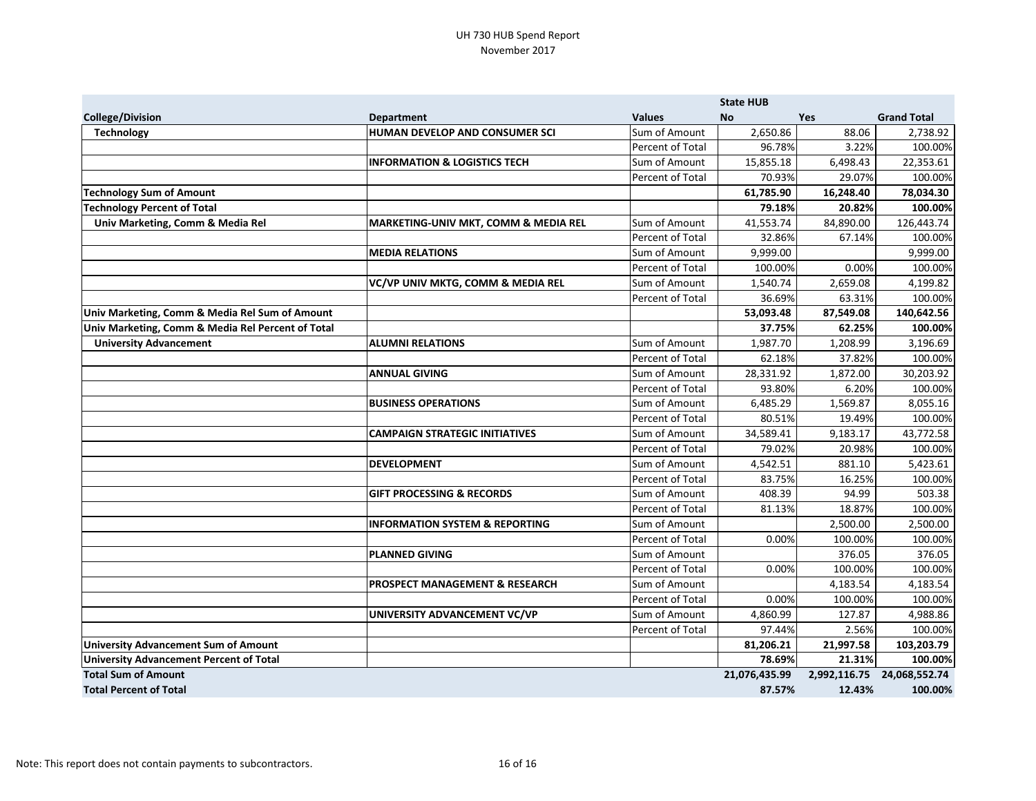UH 730 HUB Spend Report
November 2017

| | | | State HUB | | |
|---|---|---|---|---|---|
| **College/Division** | **Department** | **Values** | **No** | **Yes** | **Grand Total** |
| **Technology** | **HUMAN DEVELOP AND CONSUMER SCI** | Sum of Amount | 2,650.86 | 88.06 | 2,738.92 |
| | | Percent of Total | 96.78% | 3.22% | 100.00% |
| | **INFORMATION & LOGISTICS TECH** | Sum of Amount | 15,855.18 | 6,498.43 | 22,353.61 |
| | | Percent of Total | 70.93% | 29.07% | 100.00% |
| **Technology Sum of Amount** | | | **61,785.90** | **16,248.40** | **78,034.30** |
| **Technology Percent of Total** | | | **79.18%** | **20.82%** | **100.00%** |
| **Univ Marketing, Comm & Media Rel** | **MARKETING-UNIV MKT, COMM & MEDIA REL** | Sum of Amount | 41,553.74 | 84,890.00 | 126,443.74 |
| | | Percent of Total | 32.86% | 67.14% | 100.00% |
| | **MEDIA RELATIONS** | Sum of Amount | 9,999.00 | | 9,999.00 |
| | | Percent of Total | 100.00% | 0.00% | 100.00% |
| | **VC/VP UNIV MKTG, COMM & MEDIA REL** | Sum of Amount | 1,540.74 | 2,659.08 | 4,199.82 |
| | | Percent of Total | 36.69% | 63.31% | 100.00% |
| **Univ Marketing, Comm & Media Rel Sum of Amount** | | | **53,093.48** | **87,549.08** | **140,642.56** |
| **Univ Marketing, Comm & Media Rel Percent of Total** | | | **37.75%** | **62.25%** | **100.00%** |
| **University Advancement** | **ALUMNI RELATIONS** | Sum of Amount | 1,987.70 | 1,208.99 | 3,196.69 |
| | | Percent of Total | 62.18% | 37.82% | 100.00% |
| | **ANNUAL GIVING** | Sum of Amount | 28,331.92 | 1,872.00 | 30,203.92 |
| | | Percent of Total | 93.80% | 6.20% | 100.00% |
| | **BUSINESS OPERATIONS** | Sum of Amount | 6,485.29 | 1,569.87 | 8,055.16 |
| | | Percent of Total | 80.51% | 19.49% | 100.00% |
| | **CAMPAIGN STRATEGIC INITIATIVES** | Sum of Amount | 34,589.41 | 9,183.17 | 43,772.58 |
| | | Percent of Total | 79.02% | 20.98% | 100.00% |
| | **DEVELOPMENT** | Sum of Amount | 4,542.51 | 881.10 | 5,423.61 |
| | | Percent of Total | 83.75% | 16.25% | 100.00% |
| | **GIFT PROCESSING & RECORDS** | Sum of Amount | 408.39 | 94.99 | 503.38 |
| | | Percent of Total | 81.13% | 18.87% | 100.00% |
| | **INFORMATION SYSTEM & REPORTING** | Sum of Amount | | 2,500.00 | 2,500.00 |
| | | Percent of Total | 0.00% | 100.00% | 100.00% |
| | **PLANNED GIVING** | Sum of Amount | | 376.05 | 376.05 |
| | | Percent of Total | 0.00% | 100.00% | 100.00% |
| | **PROSPECT MANAGEMENT & RESEARCH** | Sum of Amount | | 4,183.54 | 4,183.54 |
| | | Percent of Total | 0.00% | 100.00% | 100.00% |
| | **UNIVERSITY ADVANCEMENT VC/VP** | Sum of Amount | 4,860.99 | 127.87 | 4,988.86 |
| | | Percent of Total | 97.44% | 2.56% | 100.00% |
| **University Advancement Sum of Amount** | | | **81,206.21** | **21,997.58** | **103,203.79** |
| **University Advancement Percent of Total** | | | **78.69%** | **21.31%** | **100.00%** |
| **Total Sum of Amount** | | | **21,076,435.99** | **2,992,116.75** | **24,068,552.74** |
| **Total Percent of Total** | | | **87.57%** | **12.43%** | **100.00%** |

Note: This report does not contain payments to subcontractors.